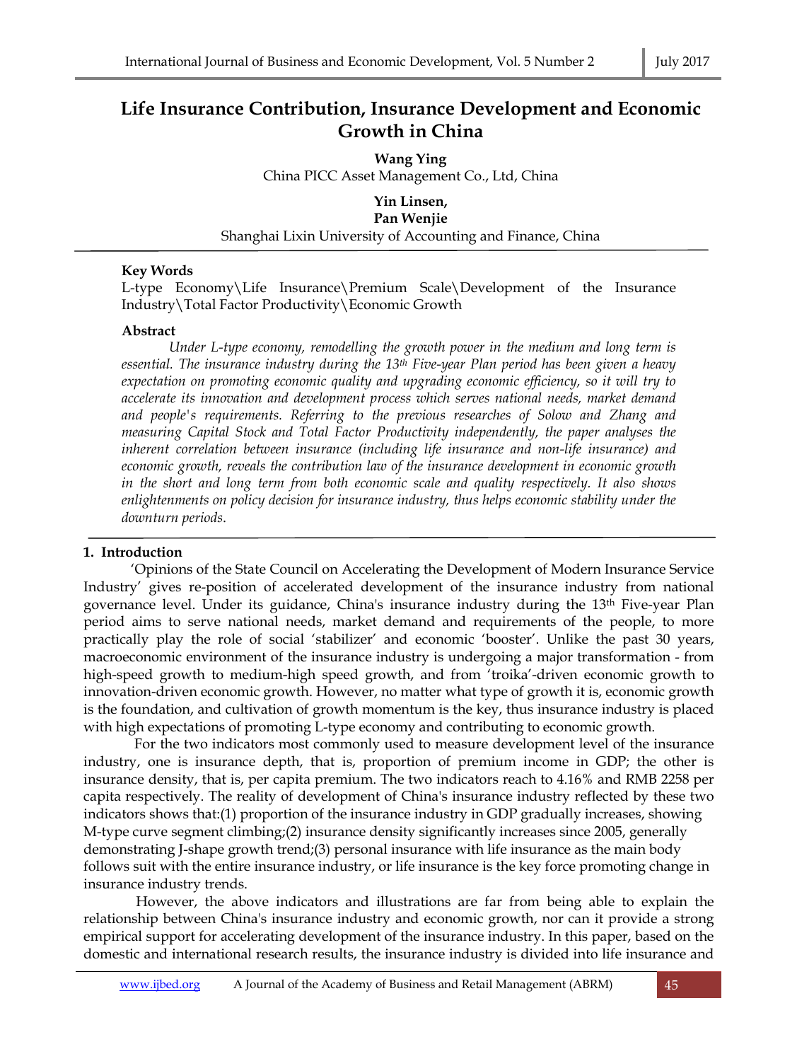# Life Insurance Contribution, Insurance Development and Economic Growth in China

**Wang Ying**
China PICC Asset Management Co., Ltd, China

**Yin Linsen,**
**Pan Wenjie**
Shanghai Lixin University of Accounting and Finance, China

**Key Words**

L-type Economy\Life Insurance\Premium Scale\Development of the Insurance Industry\Total Factor Productivity\Economic Growth

**Abstract**

*Under L-type economy, remodelling the growth power in the medium and long term is essential. The insurance industry during the 13th Five-year Plan period has been given a heavy expectation on promoting economic quality and upgrading economic efficiency, so it will try to accelerate its innovation and development process which serves national needs, market demand and people's requirements. Referring to the previous researches of Solow and Zhang and measuring Capital Stock and Total Factor Productivity independently, the paper analyses the inherent correlation between insurance (including life insurance and non-life insurance) and economic growth, reveals the contribution law of the insurance development in economic growth in the short and long term from both economic scale and quality respectively. It also shows enlightenments on policy decision for insurance industry, thus helps economic stability under the downturn periods.*

## 1. Introduction

'Opinions of the State Council on Accelerating the Development of Modern Insurance Service Industry' gives re-position of accelerated development of the insurance industry from national governance level. Under its guidance, China's insurance industry during the 13th Five-year Plan period aims to serve national needs, market demand and requirements of the people, to more practically play the role of social 'stabilizer' and economic 'booster'. Unlike the past 30 years, macroeconomic environment of the insurance industry is undergoing a major transformation - from high-speed growth to medium-high speed growth, and from 'troika'-driven economic growth to innovation-driven economic growth. However, no matter what type of growth it is, economic growth is the foundation, and cultivation of growth momentum is the key, thus insurance industry is placed with high expectations of promoting L-type economy and contributing to economic growth.

For the two indicators most commonly used to measure development level of the insurance industry, one is insurance depth, that is, proportion of premium income in GDP; the other is insurance density, that is, per capita premium. The two indicators reach to 4.16% and RMB 2258 per capita respectively. The reality of development of China's insurance industry reflected by these two indicators shows that:(1) proportion of the insurance industry in GDP gradually increases, showing M-type curve segment climbing;(2) insurance density significantly increases since 2005, generally demonstrating J-shape growth trend;(3) personal insurance with life insurance as the main body follows suit with the entire insurance industry, or life insurance is the key force promoting change in insurance industry trends.

However, the above indicators and illustrations are far from being able to explain the relationship between China's insurance industry and economic growth, nor can it provide a strong empirical support for accelerating development of the insurance industry. In this paper, based on the domestic and international research results, the insurance industry is divided into life insurance and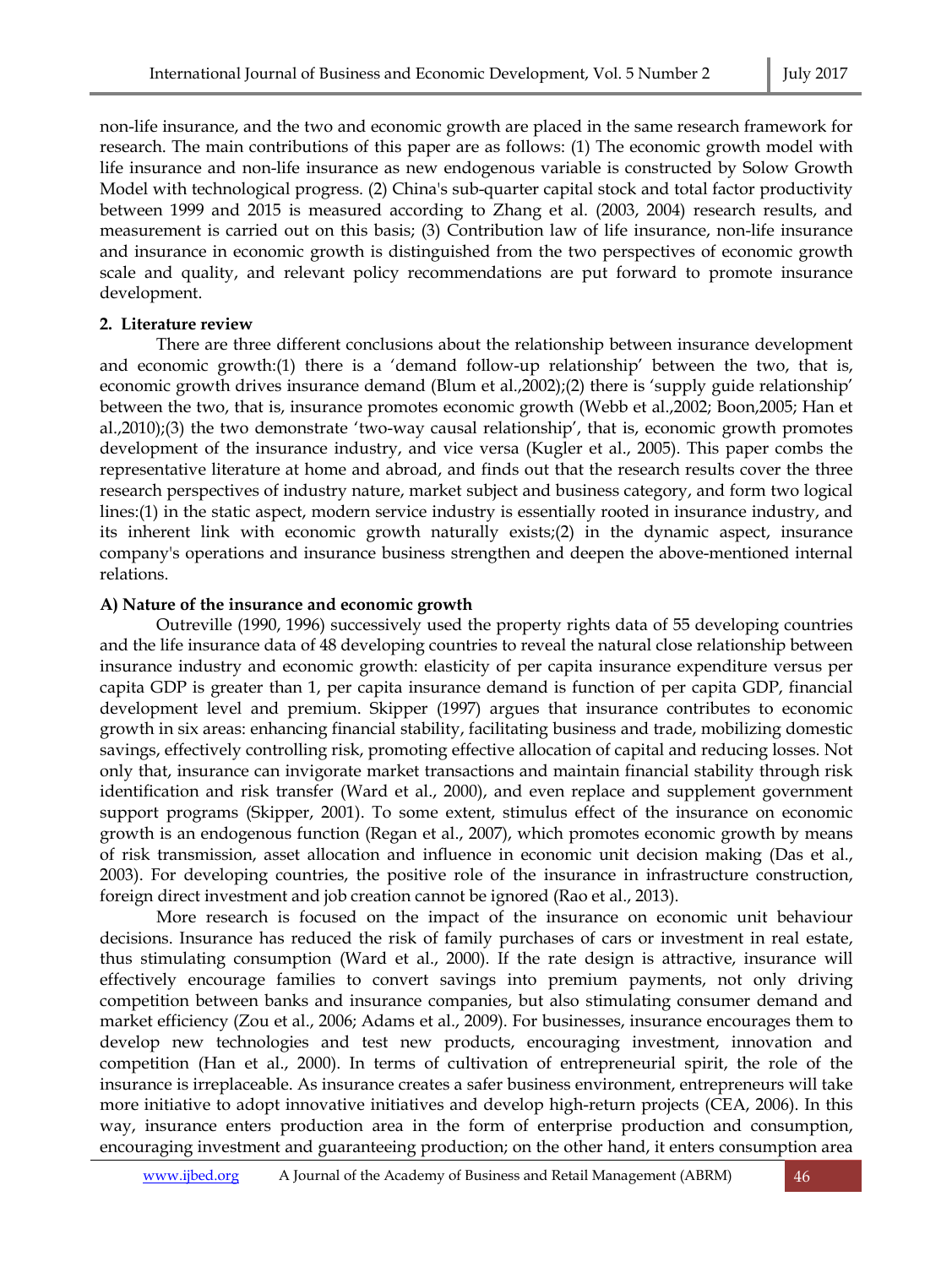non-life insurance, and the two and economic growth are placed in the same research framework for research. The main contributions of this paper are as follows: (1) The economic growth model with life insurance and non-life insurance as new endogenous variable is constructed by Solow Growth Model with technological progress. (2) China's sub-quarter capital stock and total factor productivity between 1999 and 2015 is measured according to Zhang et al. (2003, 2004) research results, and measurement is carried out on this basis; (3) Contribution law of life insurance, non-life insurance and insurance in economic growth is distinguished from the two perspectives of economic growth scale and quality, and relevant policy recommendations are put forward to promote insurance development.

## 2. Literature review

There are three different conclusions about the relationship between insurance development and economic growth:(1) there is a 'demand follow-up relationship' between the two, that is, economic growth drives insurance demand (Blum et al.,2002);(2) there is 'supply guide relationship' between the two, that is, insurance promotes economic growth (Webb et al.,2002; Boon,2005; Han et al.,2010);(3) the two demonstrate 'two-way causal relationship', that is, economic growth promotes development of the insurance industry, and vice versa (Kugler et al., 2005). This paper combs the representative literature at home and abroad, and finds out that the research results cover the three research perspectives of industry nature, market subject and business category, and form two logical lines:(1) in the static aspect, modern service industry is essentially rooted in insurance industry, and its inherent link with economic growth naturally exists;(2) in the dynamic aspect, insurance company's operations and insurance business strengthen and deepen the above-mentioned internal relations.

### A) Nature of the insurance and economic growth

Outreville (1990, 1996) successively used the property rights data of 55 developing countries and the life insurance data of 48 developing countries to reveal the natural close relationship between insurance industry and economic growth: elasticity of per capita insurance expenditure versus per capita GDP is greater than 1, per capita insurance demand is function of per capita GDP, financial development level and premium. Skipper (1997) argues that insurance contributes to economic growth in six areas: enhancing financial stability, facilitating business and trade, mobilizing domestic savings, effectively controlling risk, promoting effective allocation of capital and reducing losses. Not only that, insurance can invigorate market transactions and maintain financial stability through risk identification and risk transfer (Ward et al., 2000), and even replace and supplement government support programs (Skipper, 2001). To some extent, stimulus effect of the insurance on economic growth is an endogenous function (Regan et al., 2007), which promotes economic growth by means of risk transmission, asset allocation and influence in economic unit decision making (Das et al., 2003). For developing countries, the positive role of the insurance in infrastructure construction, foreign direct investment and job creation cannot be ignored (Rao et al., 2013).

More research is focused on the impact of the insurance on economic unit behaviour decisions. Insurance has reduced the risk of family purchases of cars or investment in real estate, thus stimulating consumption (Ward et al., 2000). If the rate design is attractive, insurance will effectively encourage families to convert savings into premium payments, not only driving competition between banks and insurance companies, but also stimulating consumer demand and market efficiency (Zou et al., 2006; Adams et al., 2009). For businesses, insurance encourages them to develop new technologies and test new products, encouraging investment, innovation and competition (Han et al., 2000). In terms of cultivation of entrepreneurial spirit, the role of the insurance is irreplaceable. As insurance creates a safer business environment, entrepreneurs will take more initiative to adopt innovative initiatives and develop high-return projects (CEA, 2006). In this way, insurance enters production area in the form of enterprise production and consumption, encouraging investment and guaranteeing production; on the other hand, it enters consumption area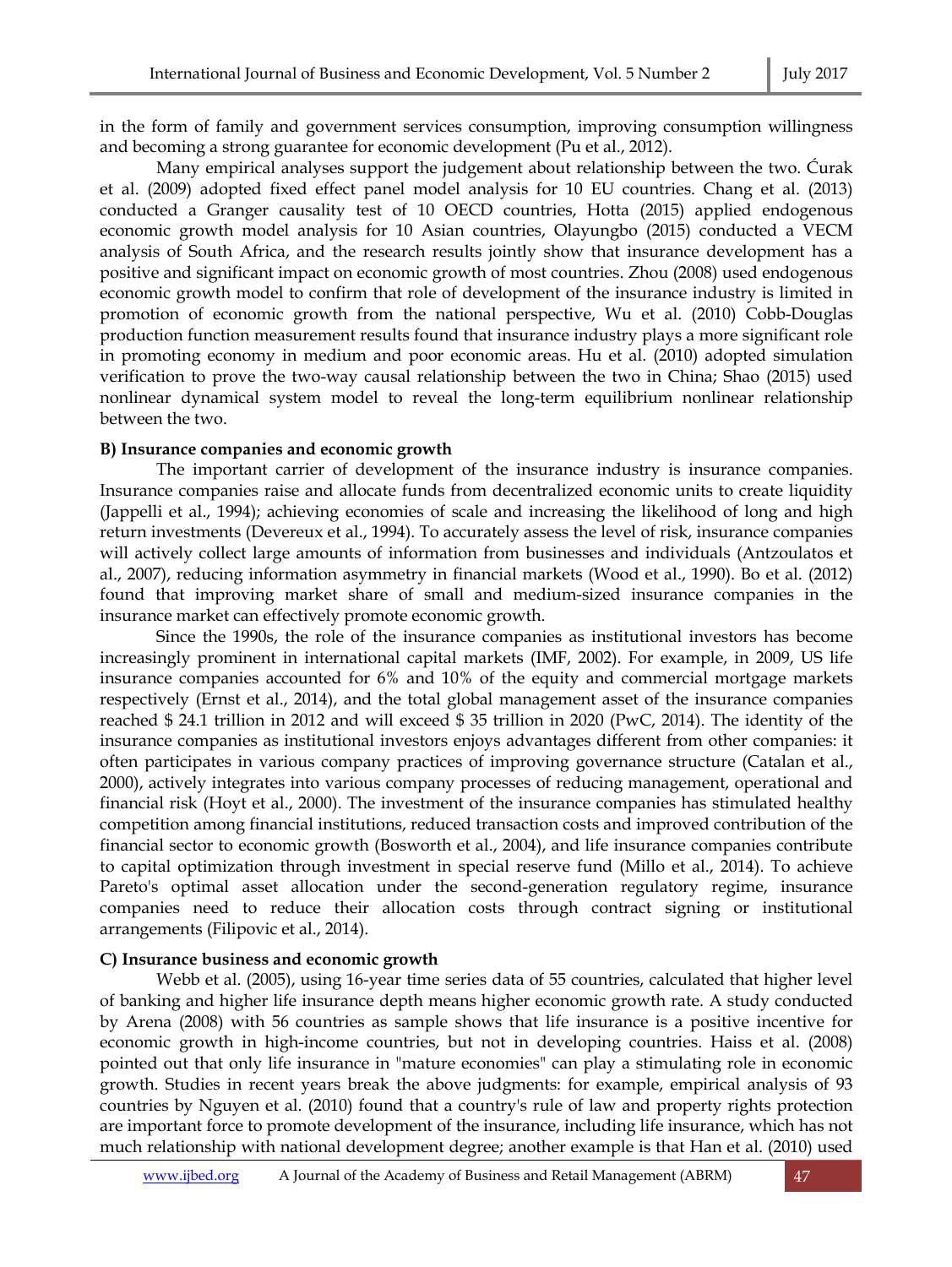in the form of family and government services consumption, improving consumption willingness and becoming a strong guarantee for economic development (Pu et al., 2012).

Many empirical analyses support the judgement about relationship between the two. Ćurak et al. (2009) adopted fixed effect panel model analysis for 10 EU countries. Chang et al. (2013) conducted a Granger causality test of 10 OECD countries, Hotta (2015) applied endogenous economic growth model analysis for 10 Asian countries, Olayungbo (2015) conducted a VECM analysis of South Africa, and the research results jointly show that insurance development has a positive and significant impact on economic growth of most countries. Zhou (2008) used endogenous economic growth model to confirm that role of development of the insurance industry is limited in promotion of economic growth from the national perspective, Wu et al. (2010) Cobb-Douglas production function measurement results found that insurance industry plays a more significant role in promoting economy in medium and poor economic areas. Hu et al. (2010) adopted simulation verification to prove the two-way causal relationship between the two in China; Shao (2015) used nonlinear dynamical system model to reveal the long-term equilibrium nonlinear relationship between the two.

**B) Insurance companies and economic growth**

The important carrier of development of the insurance industry is insurance companies. Insurance companies raise and allocate funds from decentralized economic units to create liquidity (Jappelli et al., 1994); achieving economies of scale and increasing the likelihood of long and high return investments (Devereux et al., 1994). To accurately assess the level of risk, insurance companies will actively collect large amounts of information from businesses and individuals (Antzoulatos et al., 2007), reducing information asymmetry in financial markets (Wood et al., 1990). Bo et al. (2012) found that improving market share of small and medium-sized insurance companies in the insurance market can effectively promote economic growth.

Since the 1990s, the role of the insurance companies as institutional investors has become increasingly prominent in international capital markets (IMF, 2002). For example, in 2009, US life insurance companies accounted for 6% and 10% of the equity and commercial mortgage markets respectively (Ernst et al., 2014), and the total global management asset of the insurance companies reached $ 24.1 trillion in 2012 and will exceed $ 35 trillion in 2020 (PwC, 2014). The identity of the insurance companies as institutional investors enjoys advantages different from other companies: it often participates in various company practices of improving governance structure (Catalan et al., 2000), actively integrates into various company processes of reducing management, operational and financial risk (Hoyt et al., 2000). The investment of the insurance companies has stimulated healthy competition among financial institutions, reduced transaction costs and improved contribution of the financial sector to economic growth (Bosworth et al., 2004), and life insurance companies contribute to capital optimization through investment in special reserve fund (Millo et al., 2014). To achieve Pareto's optimal asset allocation under the second-generation regulatory regime, insurance companies need to reduce their allocation costs through contract signing or institutional arrangements (Filipovic et al., 2014).

**C) Insurance business and economic growth**

Webb et al. (2005), using 16-year time series data of 55 countries, calculated that higher level of banking and higher life insurance depth means higher economic growth rate. A study conducted by Arena (2008) with 56 countries as sample shows that life insurance is a positive incentive for economic growth in high-income countries, but not in developing countries. Haiss et al. (2008) pointed out that only life insurance in "mature economies" can play a stimulating role in economic growth. Studies in recent years break the above judgments: for example, empirical analysis of 93 countries by Nguyen et al. (2010) found that a country's rule of law and property rights protection are important force to promote development of the insurance, including life insurance, which has not much relationship with national development degree; another example is that Han et al. (2010) used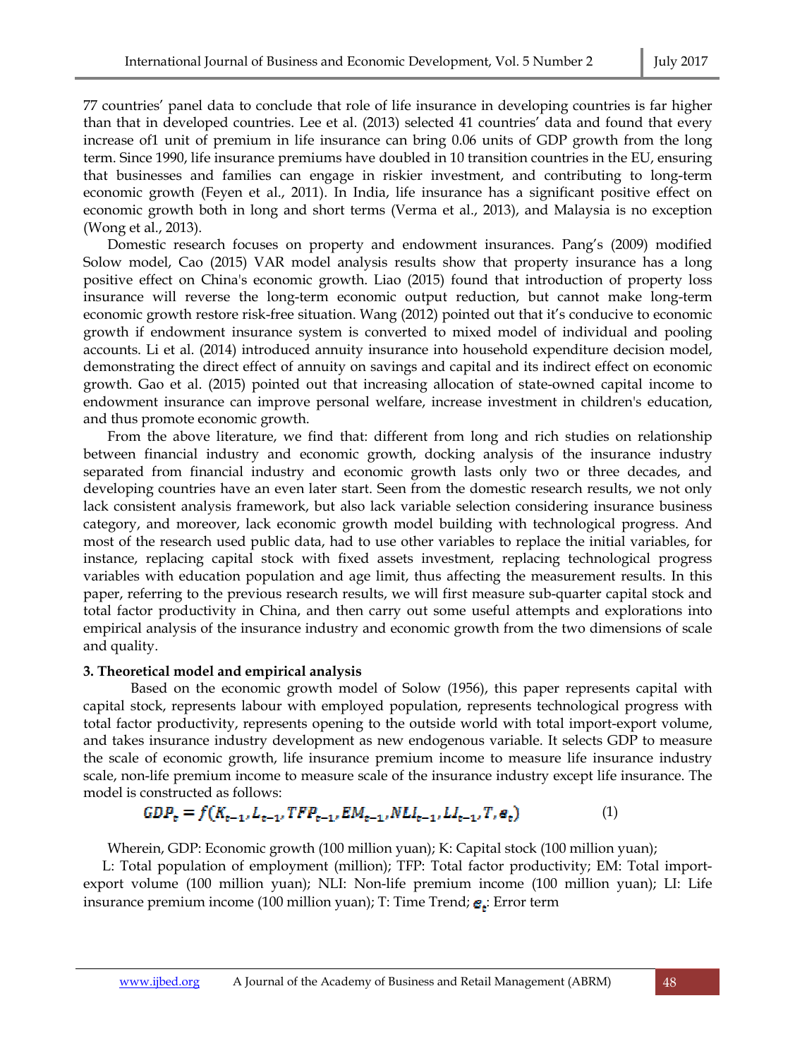77 countries' panel data to conclude that role of life insurance in developing countries is far higher than that in developed countries. Lee et al. (2013) selected 41 countries' data and found that every increase of1 unit of premium in life insurance can bring 0.06 units of GDP growth from the long term. Since 1990, life insurance premiums have doubled in 10 transition countries in the EU, ensuring that businesses and families can engage in riskier investment, and contributing to long-term economic growth (Feyen et al., 2011). In India, life insurance has a significant positive effect on economic growth both in long and short terms (Verma et al., 2013), and Malaysia is no exception (Wong et al., 2013).

Domestic research focuses on property and endowment insurances. Pang's (2009) modified Solow model, Cao (2015) VAR model analysis results show that property insurance has a long positive effect on China's economic growth. Liao (2015) found that introduction of property loss insurance will reverse the long-term economic output reduction, but cannot make long-term economic growth restore risk-free situation. Wang (2012) pointed out that it's conducive to economic growth if endowment insurance system is converted to mixed model of individual and pooling accounts. Li et al. (2014) introduced annuity insurance into household expenditure decision model, demonstrating the direct effect of annuity on savings and capital and its indirect effect on economic growth. Gao et al. (2015) pointed out that increasing allocation of state-owned capital income to endowment insurance can improve personal welfare, increase investment in children's education, and thus promote economic growth.

From the above literature, we find that: different from long and rich studies on relationship between financial industry and economic growth, docking analysis of the insurance industry separated from financial industry and economic growth lasts only two or three decades, and developing countries have an even later start. Seen from the domestic research results, we not only lack consistent analysis framework, but also lack variable selection considering insurance business category, and moreover, lack economic growth model building with technological progress. And most of the research used public data, had to use other variables to replace the initial variables, for instance, replacing capital stock with fixed assets investment, replacing technological progress variables with education population and age limit, thus affecting the measurement results. In this paper, referring to the previous research results, we will first measure sub-quarter capital stock and total factor productivity in China, and then carry out some useful attempts and explorations into empirical analysis of the insurance industry and economic growth from the two dimensions of scale and quality.

**3. Theoretical model and empirical analysis**

Based on the economic growth model of Solow (1956), this paper represents capital with capital stock, represents labour with employed population, represents technological progress with total factor productivity, represents opening to the outside world with total import-export volume, and takes insurance industry development as new endogenous variable. It selects GDP to measure the scale of economic growth, life insurance premium income to measure life insurance industry scale, non-life premium income to measure scale of the insurance industry except life insurance. The model is constructed as follows:

$$GDP_t = f(K_{t-1}, L_{t-1}, TFP_{t-1}, EM_{t-1}, NLI_{t-1}, LI_{t-1}, T, e_t) \qquad (1)$$

Wherein, GDP: Economic growth (100 million yuan); K: Capital stock (100 million yuan);

L: Total population of employment (million); TFP: Total factor productivity; EM: Total import-export volume (100 million yuan); NLI: Non-life premium income (100 million yuan); LI: Life insurance premium income (100 million yuan); T: Time Trend; $e_t$: Error term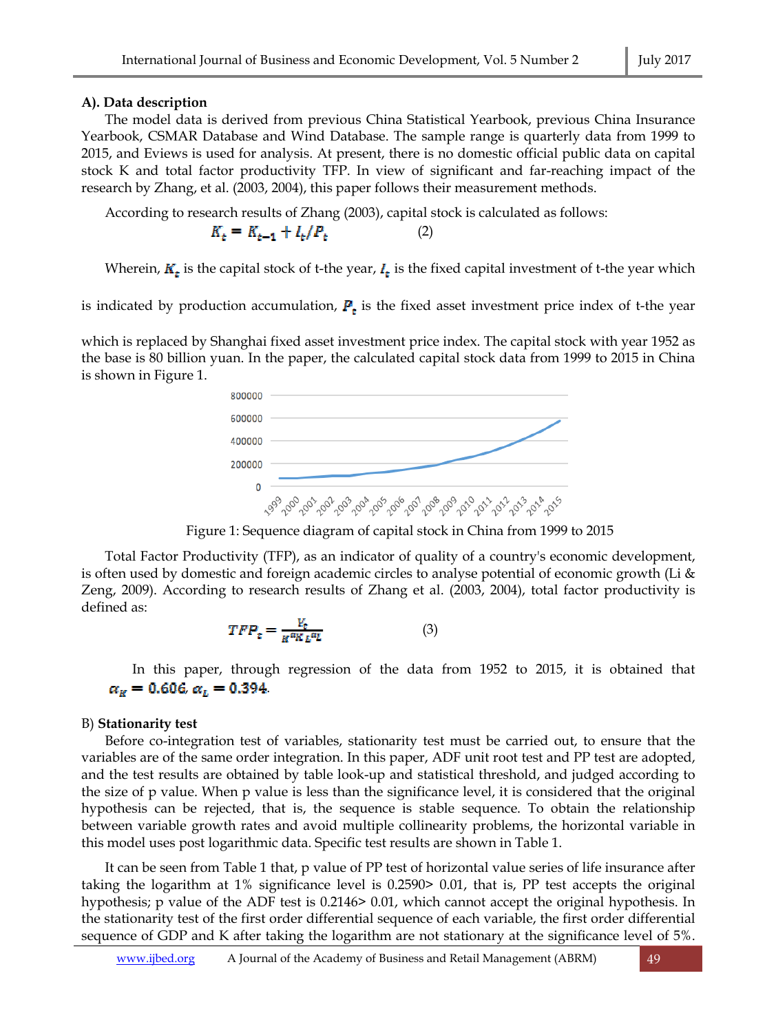**A). Data description**

The model data is derived from previous China Statistical Yearbook, previous China Insurance Yearbook, CSMAR Database and Wind Database. The sample range is quarterly data from 1999 to 2015, and Eviews is used for analysis. At present, there is no domestic official public data on capital stock K and total factor productivity TFP. In view of significant and far-reaching impact of the research by Zhang, et al. (2003, 2004), this paper follows their measurement methods.

According to research results of Zhang (2003), capital stock is calculated as follows:

$$K_t = K_{t-1} + I_t/P_t \qquad (2)$$

Wherein, $K_t$ is the capital stock of t-the year, $I_t$ is the fixed capital investment of t-the year which is indicated by production accumulation, $P_t$ is the fixed asset investment price index of t-the year which is replaced by Shanghai fixed asset investment price index. The capital stock with year 1952 as the base is 80 billion yuan. In the paper, the calculated capital stock data from 1999 to 2015 in China is shown in Figure 1.

Figure 1: Sequence diagram of capital stock in China from 1999 to 2015

Total Factor Productivity (TFP), as an indicator of quality of a country's economic development, is often used by domestic and foreign academic circles to analyse potential of economic growth (Li & Zeng, 2009). According to research results of Zhang et al. (2003, 2004), total factor productivity is defined as:

$$TFP_t = \frac{Y_t}{K^{\alpha K} L^{\alpha L}} \qquad (3)$$

In this paper, through regression of the data from 1952 to 2015, it is obtained that $\alpha_K = 0.606$, $\alpha_L = 0.394$.

B) **Stationarity test**

Before co-integration test of variables, stationarity test must be carried out, to ensure that the variables are of the same order integration. In this paper, ADF unit root test and PP test are adopted, and the test results are obtained by table look-up and statistical threshold, and judged according to the size of p value. When p value is less than the significance level, it is considered that the original hypothesis can be rejected, that is, the sequence is stable sequence. To obtain the relationship between variable growth rates and avoid multiple collinearity problems, the horizontal variable in this model uses post logarithmic data. Specific test results are shown in Table 1.

It can be seen from Table 1 that, p value of PP test of horizontal value series of life insurance after taking the logarithm at 1% significance level is 0.2590> 0.01, that is, PP test accepts the original hypothesis; p value of the ADF test is 0.2146> 0.01, which cannot accept the original hypothesis. In the stationarity test of the first order differential sequence of each variable, the first order differential sequence of GDP and K after taking the logarithm are not stationary at the significance level of 5%.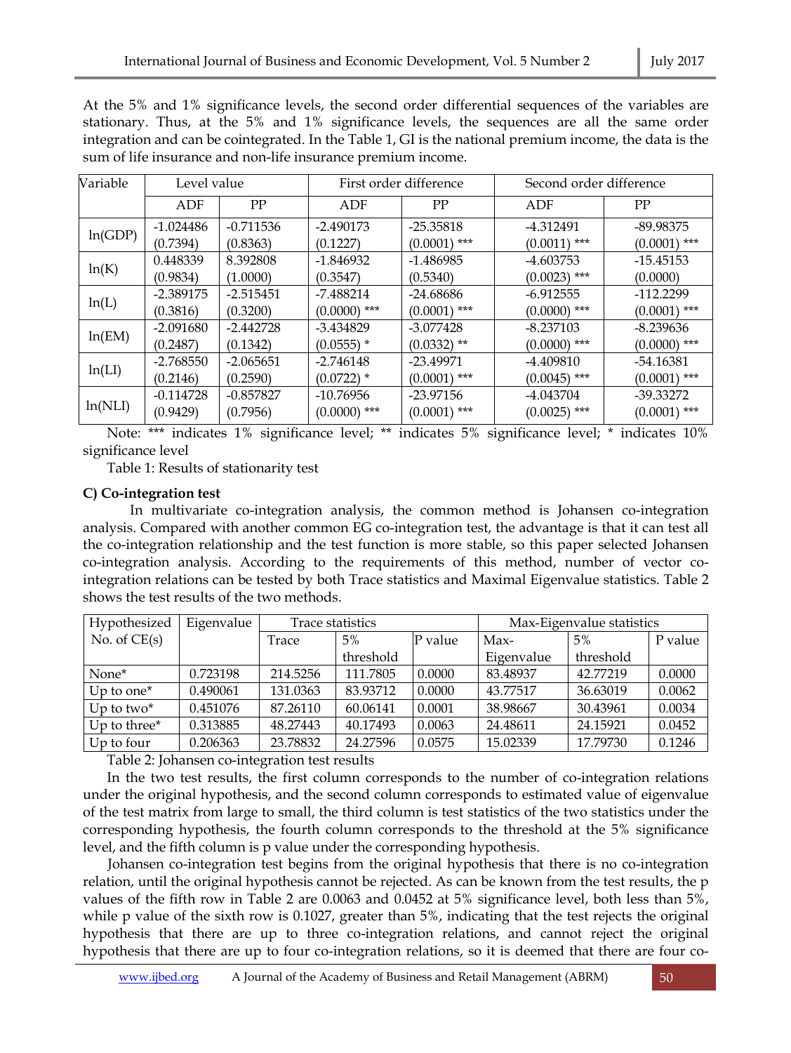At the 5% and 1% significance levels, the second order differential sequences of the variables are stationary. Thus, at the 5% and 1% significance levels, the sequences are all the same order integration and can be cointegrated. In the Table 1, GI is the national premium income, the data is the sum of life insurance and non-life insurance premium income.

| Variable | Level value | | First order difference | | Second order difference | |
|---|---|---|---|---|---|---|
| | ADF | PP | ADF | PP | ADF | PP |
| ln(GDP) | -1.024486 (0.7394) | -0.711536 (0.8363) | -2.490173 (0.1227) | -25.35818 (0.0001) *** | -4.312491 (0.0011) *** | -89.98375 (0.0001) *** |
| ln(K) | 0.448339 (0.9834) | 8.392808 (1.0000) | -1.846932 (0.3547) | -1.486985 (0.5340) | -4.603753 (0.0023) *** | -15.45153 (0.0000) |
| ln(L) | -2.389175 (0.3816) | -2.515451 (0.3200) | -7.488214 (0.0000) *** | -24.68686 (0.0001) *** | -6.912555 (0.0000) *** | -112.2299 (0.0001) *** |
| ln(EM) | -2.091680 (0.2487) | -2.442728 (0.1342) | -3.434829 (0.0555) * | -3.077428 (0.0332) ** | -8.237103 (0.0000) *** | -8.239636 (0.0000) *** |
| ln(LI) | -2.768550 (0.2146) | -2.065651 (0.2590) | -2.746148 (0.0722) * | -23.49971 (0.0001) *** | -4.409810 (0.0045) *** | -54.16381 (0.0001) *** |
| ln(NLI) | -0.114728 (0.9429) | -0.857827 (0.7956) | -10.76956 (0.0000) *** | -23.97156 (0.0001) *** | -4.043704 (0.0025) *** | -39.33272 (0.0001) *** |

Note: *** indicates 1% significance level; ** indicates 5% significance level; * indicates 10% significance level

Table 1: Results of stationarity test

### C) Co-integration test

In multivariate co-integration analysis, the common method is Johansen co-integration analysis. Compared with another common EG co-integration test, the advantage is that it can test all the co-integration relationship and the test function is more stable, so this paper selected Johansen co-integration analysis. According to the requirements of this method, number of vector co-integration relations can be tested by both Trace statistics and Maximal Eigenvalue statistics. Table 2 shows the test results of the two methods.

| Hypothesized No. of CE(s) | Eigenvalue | Trace statistics | | | Max-Eigenvalue statistics | | |
|---|---|---|---|---|---|---|---|
| | | Trace | 5% threshold | P value | Max-Eigenvalue | 5% threshold | P value |
| None* | 0.723198 | 214.5256 | 111.7805 | 0.0000 | 83.48937 | 42.77219 | 0.0000 |
| Up to one* | 0.490061 | 131.0363 | 83.93712 | 0.0000 | 43.77517 | 36.63019 | 0.0062 |
| Up to two* | 0.451076 | 87.26110 | 60.06141 | 0.0001 | 38.98667 | 30.43961 | 0.0034 |
| Up to three* | 0.313885 | 48.27443 | 40.17493 | 0.0063 | 24.48611 | 24.15921 | 0.0452 |
| Up to four | 0.206363 | 23.78832 | 24.27596 | 0.0575 | 15.02339 | 17.79730 | 0.1246 |

Table 2: Johansen co-integration test results

In the two test results, the first column corresponds to the number of co-integration relations under the original hypothesis, and the second column corresponds to estimated value of eigenvalue of the test matrix from large to small, the third column is test statistics of the two statistics under the corresponding hypothesis, the fourth column corresponds to the threshold at the 5% significance level, and the fifth column is p value under the corresponding hypothesis.

Johansen co-integration test begins from the original hypothesis that there is no co-integration relation, until the original hypothesis cannot be rejected. As can be known from the test results, the p values of the fifth row in Table 2 are 0.0063 and 0.0452 at 5% significance level, both less than 5%, while p value of the sixth row is 0.1027, greater than 5%, indicating that the test rejects the original hypothesis that there are up to three co-integration relations, and cannot reject the original hypothesis that there are up to four co-integration relations, so it is deemed that there are four co-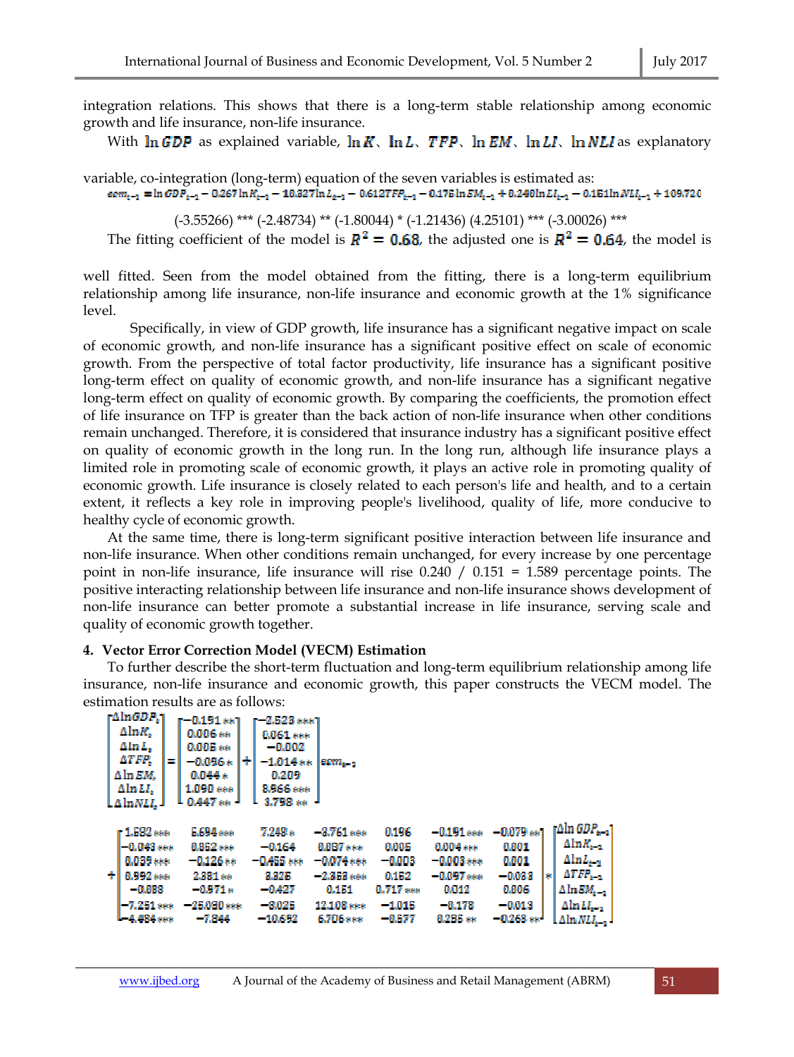integration relations. This shows that there is a long-term stable relationship among economic growth and life insurance, non-life insurance.

With $\ln GDP$ as explained variable, $\ln K$、$\ln L$、$TFP$、$\ln EM$、$\ln LI$、$\ln NLI$ as explanatory variable, co-integration (long-term) equation of the seven variables is estimated as:

$$ecm_{t-1} = \ln GDP_{t-1} - 0.267\ln K_{t-1} - 10.327\ln L_{t-1} - 0.612TFP_{t-1} - 0.176\ln EM_{t-1} + 0.240\ln LI_{t-1} - 0.151\ln NLI_{t-1} + 109.720$$

(-3.55266) *** (-2.48734) ** (-1.80044) * (-1.21436) (4.25101) *** (-3.00026) ***

The fitting coefficient of the model is $R^2 = 0.68$, the adjusted one is $R^2 = 0.64$, the model is well fitted. Seen from the model obtained from the fitting, there is a long-term equilibrium relationship among life insurance, non-life insurance and economic growth at the 1% significance level.

Specifically, in view of GDP growth, life insurance has a significant negative impact on scale of economic growth, and non-life insurance has a significant positive effect on scale of economic growth. From the perspective of total factor productivity, life insurance has a significant positive long-term effect on quality of economic growth, and non-life insurance has a significant negative long-term effect on quality of economic growth. By comparing the coefficients, the promotion effect of life insurance on TFP is greater than the back action of non-life insurance when other conditions remain unchanged. Therefore, it is considered that insurance industry has a significant positive effect on quality of economic growth in the long run. In the long run, although life insurance plays a limited role in promoting scale of economic growth, it plays an active role in promoting quality of economic growth. Life insurance is closely related to each person's life and health, and to a certain extent, it reflects a key role in improving people's livelihood, quality of life, more conducive to healthy cycle of economic growth.

At the same time, there is long-term significant positive interaction between life insurance and non-life insurance. When other conditions remain unchanged, for every increase by one percentage point in non-life insurance, life insurance will rise 0.240 / 0.151 = 1.589 percentage points. The positive interacting relationship between life insurance and non-life insurance shows development of non-life insurance can better promote a substantial increase in life insurance, serving scale and quality of economic growth together.

**4. Vector Error Correction Model (VECM) Estimation**

To further describe the short-term fluctuation and long-term equilibrium relationship among life insurance, non-life insurance and economic growth, this paper constructs the VECM model. The estimation results are as follows:

$$\begin{bmatrix} \Delta\ln GDP_t \\ \Delta\ln K_t \\ \Delta\ln L_t \\ \Delta TFP_t \\ \Delta\ln EM_t \\ \Delta\ln LI_t \\ \Delta\ln NLI_t \end{bmatrix} = \begin{bmatrix} -0.191^{**} \\ 0.006^{**} \\ 0.005^{**} \\ -0.096^{*} \\ 0.044^{*} \\ 1.090^{***} \\ 0.447^{**} \end{bmatrix} + \begin{bmatrix} -2.523^{***} \\ 0.061^{***} \\ -0.002 \\ -1.014^{**} \\ 0.209 \\ 8.966^{***} \\ 3.798^{**} \end{bmatrix} ecm_{t-1}$$

$$+ \begin{bmatrix} 1.682^{***} & 5.694^{***} & 7.248^{*} & -8.761^{***} & 0.196 & -0.191^{***} & -0.079^{**} \\ -0.043^{***} & 0.852^{***} & -0.164 & 0.087^{***} & 0.005 & 0.004^{***} & 0.001 \\ 0.039^{***} & -0.126^{**} & -0.455^{***} & -0.074^{***} & -0.003 & -0.003^{***} & 0.001 \\ 0.992^{***} & 2.381^{**} & 3.326 & -2.358^{***} & 0.152 & -0.097^{***} & -0.033 \\ -0.088 & -0.971^{*} & -0.427 & 0.151 & 0.717^{***} & 0.012 & 0.006 \\ -7.251^{***} & -25.030^{***} & -8.025 & 12.108^{***} & -1.015 & -0.178 & -0.013 \\ -4.484^{***} & -7.844 & -10.692 & 6.706^{***} & -0.577 & 0.255^{**} & -0.268^{**} \end{bmatrix} * \begin{bmatrix} \Delta\ln GDP_{t-1} \\ \Delta\ln K_{t-1} \\ \Delta\ln L_{t-1} \\ \Delta TFP_{t-1} \\ \Delta\ln EM_{t-1} \\ \Delta\ln LI_{t-1} \\ \Delta\ln NLI_{t-1} \end{bmatrix}$$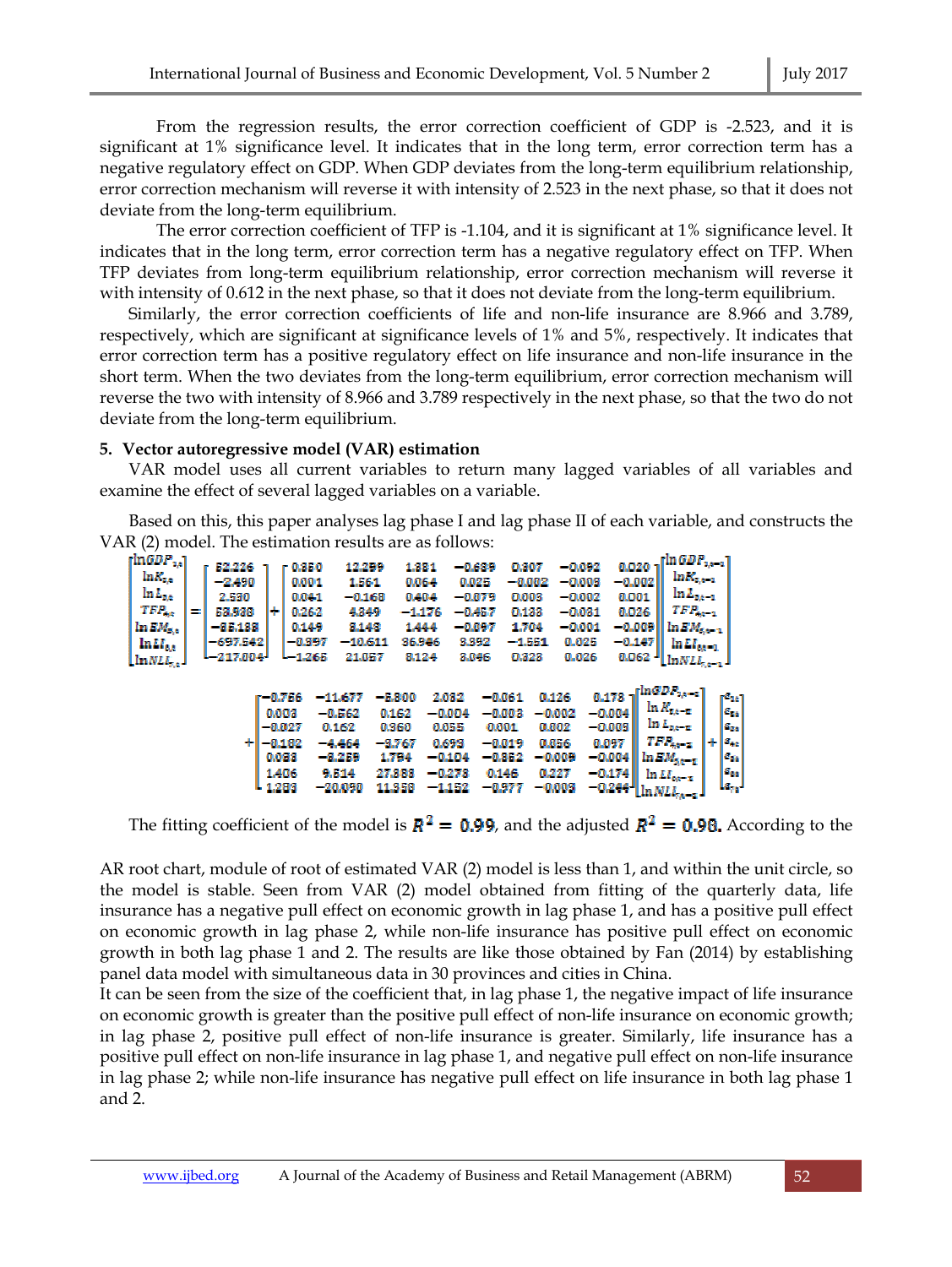From the regression results, the error correction coefficient of GDP is -2.523, and it is significant at 1% significance level. It indicates that in the long term, error correction term has a negative regulatory effect on GDP. When GDP deviates from the long-term equilibrium relationship, error correction mechanism will reverse it with intensity of 2.523 in the next phase, so that it does not deviate from the long-term equilibrium.

The error correction coefficient of TFP is -1.104, and it is significant at 1% significance level. It indicates that in the long term, error correction term has a negative regulatory effect on TFP. When TFP deviates from long-term equilibrium relationship, error correction mechanism will reverse it with intensity of 0.612 in the next phase, so that it does not deviate from the long-term equilibrium.

Similarly, the error correction coefficients of life and non-life insurance are 8.966 and 3.789, respectively, which are significant at significance levels of 1% and 5%, respectively. It indicates that error correction term has a positive regulatory effect on life insurance and non-life insurance in the short term. When the two deviates from the long-term equilibrium, error correction mechanism will reverse the two with intensity of 8.966 and 3.789 respectively in the next phase, so that the two do not deviate from the long-term equilibrium.

**5. Vector autoregressive model (VAR) estimation**

VAR model uses all current variables to return many lagged variables of all variables and examine the effect of several lagged variables on a variable.

Based on this, this paper analyses lag phase I and lag phase II of each variable, and constructs the VAR (2) model. The estimation results are as follows:

$$
\begin{bmatrix} \ln GDP_{r,t} \\ \ln K_{r,t} \\ \ln L_{r,t} \\ TFP_{r,t} \\ \ln EM_{r,t} \\ \ln LI_{r,t} \\ \ln NLI_{r,t} \end{bmatrix} = \begin{bmatrix} 52.226 \\ -2.490 \\ 2.530 \\ 53.938 \\ -35.138 \\ -697.542 \\ -217.004 \end{bmatrix} + \begin{bmatrix} 0.350 & 12.299 & 1.381 & -0.639 & 0.307 & -0.092 & 0.020 \\ 0.001 & 1.561 & 0.064 & 0.025 & -0.002 & -0.003 & -0.002 \\ 0.041 & -0.168 & 0.404 & -0.079 & 0.003 & -0.002 & 0.001 \\ 0.262 & 4.349 & -1.176 & -0.457 & 0.133 & -0.081 & 0.026 \\ 0.149 & 3.143 & 1.444 & -0.097 & 1.704 & -0.001 & -0.009 \\ -0.997 & -10.611 & 36.946 & 3.392 & -1.551 & 0.025 & -0.147 \\ -1.265 & 21.057 & 3.124 & 3.046 & 0.323 & 0.026 & 0.062 \end{bmatrix} \begin{bmatrix} \ln GDP_{r,t-1} \\ \ln K_{r,t-1} \\ \ln L_{r,t-1} \\ TFP_{r,t-1} \\ \ln EM_{r,t-1} \\ \ln LI_{r,t-1} \\ \ln NLI_{r,t-1} \end{bmatrix}
$$

$$
+ \begin{bmatrix} -0.766 & -11.677 & -5.800 & 2.032 & -0.061 & 0.126 & 0.178 \\ 0.003 & -0.562 & 0.162 & -0.004 & -0.003 & -0.002 & -0.004 \\ -0.027 & 0.162 & 0.360 & 0.055 & 0.001 & 0.002 & -0.003 \\ -0.182 & -4.464 & -3.767 & 0.693 & -0.019 & 0.056 & 0.097 \\ 0.083 & -3.259 & 1.794 & -0.104 & -0.852 & -0.009 & -0.004 \\ 1.406 & 9.514 & 27.888 & -0.278 & 0.146 & 0.227 & -0.174 \\ 1.283 & -20.090 & 11.358 & -1.152 & -0.977 & -0.003 & -0.244 \end{bmatrix} \begin{bmatrix} \ln GDP_{r,t-2} \\ \ln K_{r,t-2} \\ \ln L_{r,t-2} \\ TFP_{r,t-2} \\ \ln EM_{r,t-2} \\ \ln LI_{r,t-2} \\ \ln NLI_{r,t-2} \end{bmatrix} + \begin{bmatrix} \varepsilon_{1t} \\ \varepsilon_{2t} \\ \varepsilon_{3t} \\ \varepsilon_{4t} \\ \varepsilon_{5t} \\ \varepsilon_{6t} \\ \varepsilon_{7t} \end{bmatrix}
$$

The fitting coefficient of the model is $R^2 = 0.99$, and the adjusted $R^2 = 0.98$. According to the AR root chart, module of root of estimated VAR (2) model is less than 1, and within the unit circle, so the model is stable. Seen from VAR (2) model obtained from fitting of the quarterly data, life insurance has a negative pull effect on economic growth in lag phase 1, and has a positive pull effect on economic growth in lag phase 2, while non-life insurance has positive pull effect on economic growth in both lag phase 1 and 2. The results are like those obtained by Fan (2014) by establishing panel data model with simultaneous data in 30 provinces and cities in China.

It can be seen from the size of the coefficient that, in lag phase 1, the negative impact of life insurance on economic growth is greater than the positive pull effect of non-life insurance on economic growth; in lag phase 2, positive pull effect of non-life insurance is greater. Similarly, life insurance has a positive pull effect on non-life insurance in lag phase 1, and negative pull effect on non-life insurance in lag phase 2; while non-life insurance has negative pull effect on life insurance in both lag phase 1 and 2.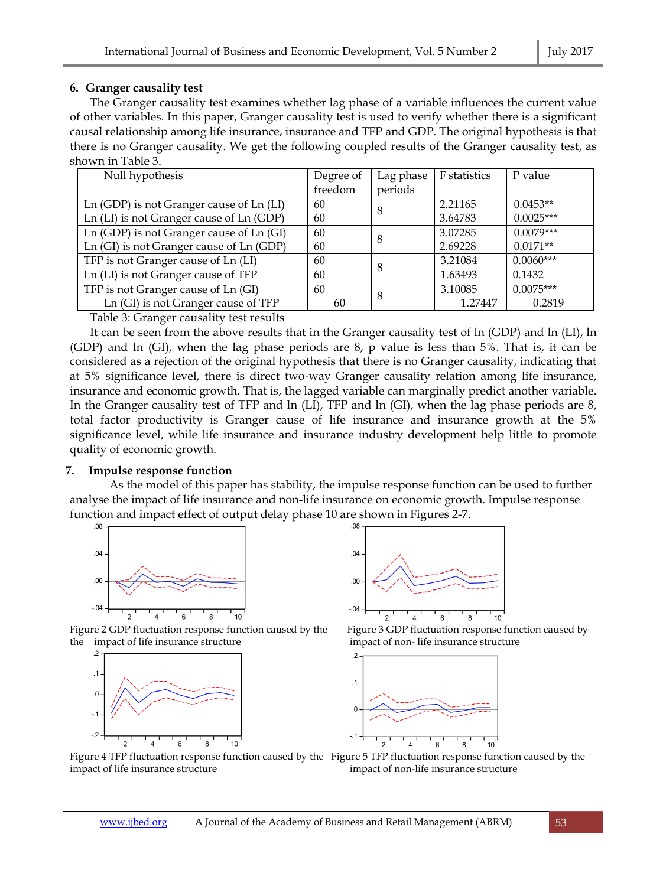## 6. Granger causality test

The Granger causality test examines whether lag phase of a variable influences the current value of other variables. In this paper, Granger causality test is used to verify whether there is a significant causal relationship among life insurance, insurance and TFP and GDP. The original hypothesis is that there is no Granger causality. We get the following coupled results of the Granger causality test, as shown in Table 3.

| Null hypothesis | Degree of freedom | Lag phase periods | F statistics | P value |
|---|---|---|---|---|
| Ln (GDP) is not Granger cause of Ln (LI) | 60 | 8 | 2.21165 | 0.0453** |
| Ln (LI) is not Granger cause of Ln (GDP) | 60 | | 3.64783 | 0.0025*** |
| Ln (GDP) is not Granger cause of Ln (GI) | 60 | 8 | 3.07285 | 0.0079*** |
| Ln (GI) is not Granger cause of Ln (GDP) | 60 | | 2.69228 | 0.0171** |
| TFP is not Granger cause of Ln (LI) | 60 | 8 | 3.21084 | 0.0060*** |
| Ln (LI) is not Granger cause of TFP | 60 | | 1.63493 | 0.1432 |
| TFP is not Granger cause of Ln (GI) | 60 | 8 | 3.10085 | 0.0075*** |
| Ln (GI) is not Granger cause of TFP | 60 | | 1.27447 | 0.2819 |

Table 3: Granger causality test results

It can be seen from the above results that in the Granger causality test of ln (GDP) and ln (LI), ln (GDP) and ln (GI), when the lag phase periods are 8, p value is less than 5%. That is, it can be considered as a rejection of the original hypothesis that there is no Granger causality, indicating that at 5% significance level, there is direct two-way Granger causality relation among life insurance, insurance and economic growth. That is, the lagged variable can marginally predict another variable. In the Granger causality test of TFP and ln (LI), TFP and ln (GI), when the lag phase periods are 8, total factor productivity is Granger cause of life insurance and insurance growth at the 5% significance level, while life insurance and insurance industry development help little to promote quality of economic growth.

## 7. Impulse response function

As the model of this paper has stability, the impulse response function can be used to further analyse the impact of life insurance and non-life insurance on economic growth. Impulse response function and impact effect of output delay phase 10 are shown in Figures 2-7.

Figure 2 GDP fluctuation response function caused by the impact of life insurance structure

Figure 3 GDP fluctuation response function caused by impact of non- life insurance structure

Figure 4 TFP fluctuation response function caused by the impact of life insurance structure

Figure 5 TFP fluctuation response function caused by the impact of non-life insurance structure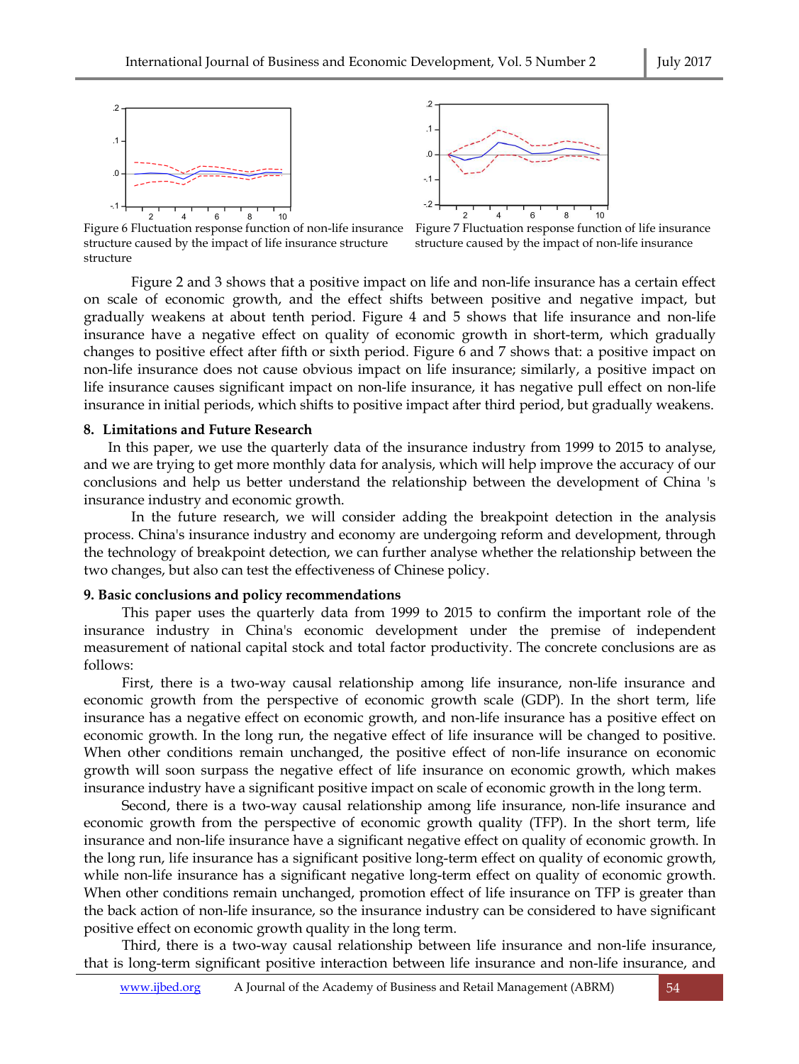Figure 6 Fluctuation response function of non-life insurance structure caused by the impact of life insurance structure

Figure 7 Fluctuation response function of life insurance structure caused by the impact of non-life insurance

Figure 2 and 3 shows that a positive impact on life and non-life insurance has a certain effect on scale of economic growth, and the effect shifts between positive and negative impact, but gradually weakens at about tenth period. Figure 4 and 5 shows that life insurance and non-life insurance have a negative effect on quality of economic growth in short-term, which gradually changes to positive effect after fifth or sixth period. Figure 6 and 7 shows that: a positive impact on non-life insurance does not cause obvious impact on life insurance; similarly, a positive impact on life insurance causes significant impact on non-life insurance, it has negative pull effect on non-life insurance in initial periods, which shifts to positive impact after third period, but gradually weakens.

## 8. Limitations and Future Research

In this paper, we use the quarterly data of the insurance industry from 1999 to 2015 to analyse, and we are trying to get more monthly data for analysis, which will help improve the accuracy of our conclusions and help us better understand the relationship between the development of China 's insurance industry and economic growth.

In the future research, we will consider adding the breakpoint detection in the analysis process. China's insurance industry and economy are undergoing reform and development, through the technology of breakpoint detection, we can further analyse whether the relationship between the two changes, but also can test the effectiveness of Chinese policy.

## 9. Basic conclusions and policy recommendations

This paper uses the quarterly data from 1999 to 2015 to confirm the important role of the insurance industry in China's economic development under the premise of independent measurement of national capital stock and total factor productivity. The concrete conclusions are as follows:

First, there is a two-way causal relationship among life insurance, non-life insurance and economic growth from the perspective of economic growth scale (GDP). In the short term, life insurance has a negative effect on economic growth, and non-life insurance has a positive effect on economic growth. In the long run, the negative effect of life insurance will be changed to positive. When other conditions remain unchanged, the positive effect of non-life insurance on economic growth will soon surpass the negative effect of life insurance on economic growth, which makes insurance industry have a significant positive impact on scale of economic growth in the long term.

Second, there is a two-way causal relationship among life insurance, non-life insurance and economic growth from the perspective of economic growth quality (TFP). In the short term, life insurance and non-life insurance have a significant negative effect on quality of economic growth. In the long run, life insurance has a significant positive long-term effect on quality of economic growth, while non-life insurance has a significant negative long-term effect on quality of economic growth. When other conditions remain unchanged, promotion effect of life insurance on TFP is greater than the back action of non-life insurance, so the insurance industry can be considered to have significant positive effect on economic growth quality in the long term.

Third, there is a two-way causal relationship between life insurance and non-life insurance, that is long-term significant positive interaction between life insurance and non-life insurance, and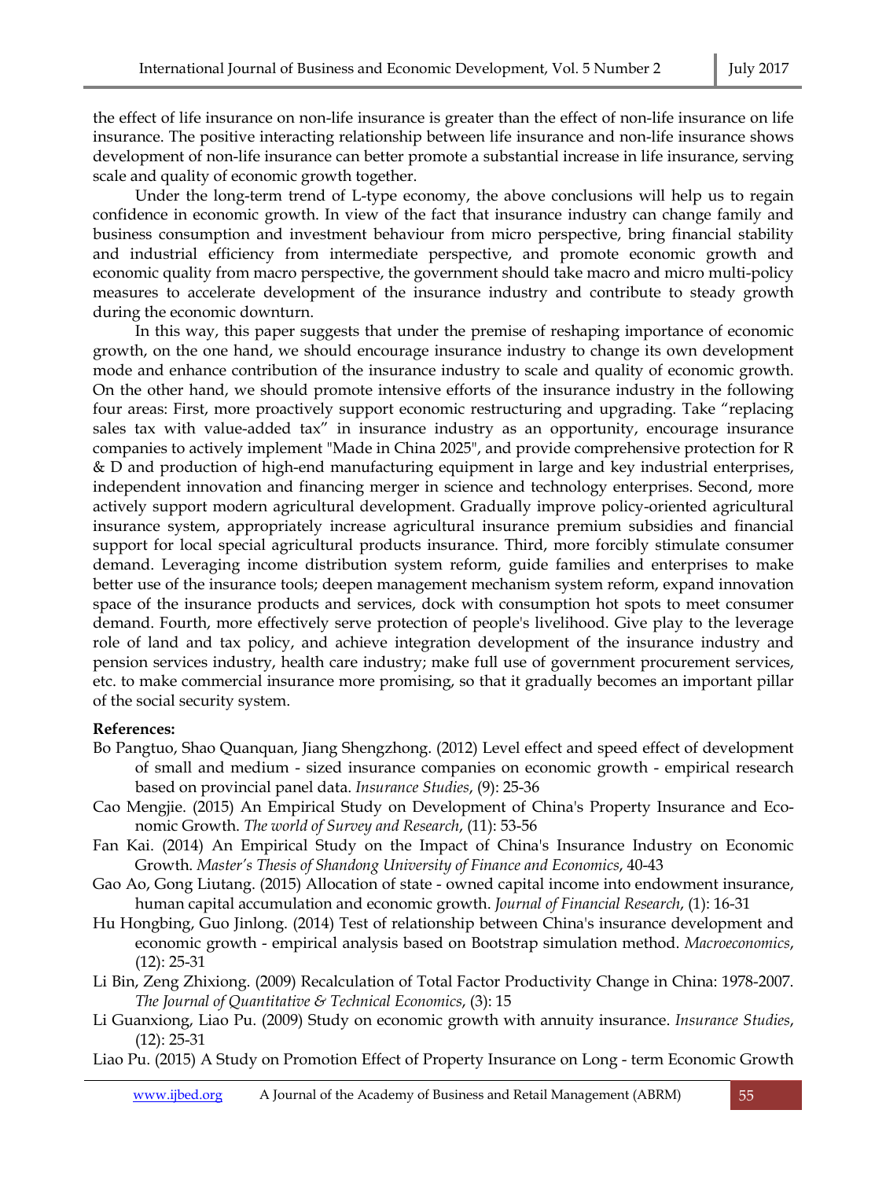the effect of life insurance on non-life insurance is greater than the effect of non-life insurance on life insurance. The positive interacting relationship between life insurance and non-life insurance shows development of non-life insurance can better promote a substantial increase in life insurance, serving scale and quality of economic growth together.

Under the long-term trend of L-type economy, the above conclusions will help us to regain confidence in economic growth. In view of the fact that insurance industry can change family and business consumption and investment behaviour from micro perspective, bring financial stability and industrial efficiency from intermediate perspective, and promote economic growth and economic quality from macro perspective, the government should take macro and micro multi-policy measures to accelerate development of the insurance industry and contribute to steady growth during the economic downturn.

In this way, this paper suggests that under the premise of reshaping importance of economic growth, on the one hand, we should encourage insurance industry to change its own development mode and enhance contribution of the insurance industry to scale and quality of economic growth. On the other hand, we should promote intensive efforts of the insurance industry in the following four areas: First, more proactively support economic restructuring and upgrading. Take "replacing sales tax with value-added tax" in insurance industry as an opportunity, encourage insurance companies to actively implement "Made in China 2025", and provide comprehensive protection for R & D and production of high-end manufacturing equipment in large and key industrial enterprises, independent innovation and financing merger in science and technology enterprises. Second, more actively support modern agricultural development. Gradually improve policy-oriented agricultural insurance system, appropriately increase agricultural insurance premium subsidies and financial support for local special agricultural products insurance. Third, more forcibly stimulate consumer demand. Leveraging income distribution system reform, guide families and enterprises to make better use of the insurance tools; deepen management mechanism system reform, expand innovation space of the insurance products and services, dock with consumption hot spots to meet consumer demand. Fourth, more effectively serve protection of people's livelihood. Give play to the leverage role of land and tax policy, and achieve integration development of the insurance industry and pension services industry, health care industry; make full use of government procurement services, etc. to make commercial insurance more promising, so that it gradually becomes an important pillar of the social security system.

**References:**

Bo Pangtuo, Shao Quanquan, Jiang Shengzhong. (2012) Level effect and speed effect of development of small and medium - sized insurance companies on economic growth - empirical research based on provincial panel data. *Insurance Studies*, (9): 25-36

Cao Mengjie. (2015) An Empirical Study on Development of China's Property Insurance and Economic Growth. *The world of Survey and Research*, (11): 53-56

Fan Kai. (2014) An Empirical Study on the Impact of China's Insurance Industry on Economic Growth. *Master's Thesis of Shandong University of Finance and Economics*, 40-43

Gao Ao, Gong Liutang. (2015) Allocation of state - owned capital income into endowment insurance, human capital accumulation and economic growth. *Journal of Financial Research*, (1): 16-31

Hu Hongbing, Guo Jinlong. (2014) Test of relationship between China's insurance development and economic growth - empirical analysis based on Bootstrap simulation method. *Macroeconomics*, (12): 25-31

Li Bin, Zeng Zhixiong. (2009) Recalculation of Total Factor Productivity Change in China: 1978-2007. *The Journal of Quantitative & Technical Economics*, (3): 15

Li Guanxiong, Liao Pu. (2009) Study on economic growth with annuity insurance. *Insurance Studies*, (12): 25-31

Liao Pu. (2015) A Study on Promotion Effect of Property Insurance on Long - term Economic Growth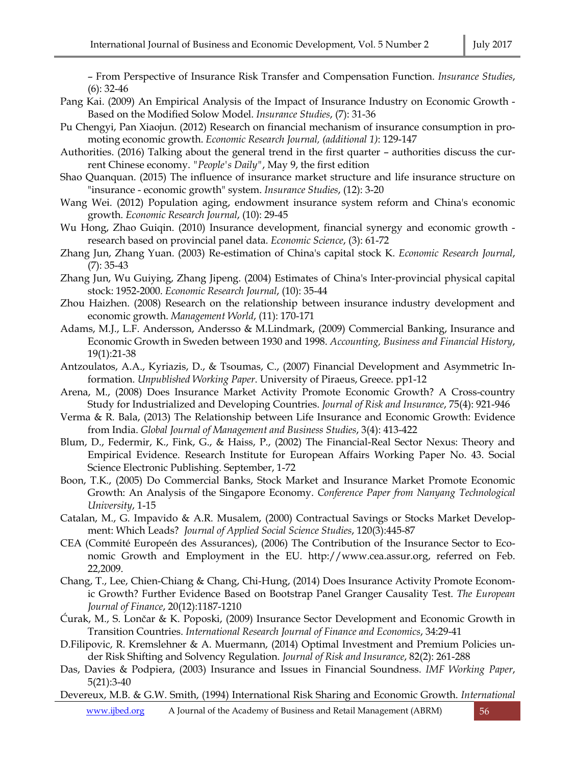– From Perspective of Insurance Risk Transfer and Compensation Function. *Insurance Studies*, (6): 32-46

Pang Kai. (2009) An Empirical Analysis of the Impact of Insurance Industry on Economic Growth - Based on the Modified Solow Model. *Insurance Studies*, (7): 31-36

Pu Chengyi, Pan Xiaojun. (2012) Research on financial mechanism of insurance consumption in promoting economic growth. *Economic Research Journal, (additional 1)*: 129-147

Authorities. (2016) Talking about the general trend in the first quarter – authorities discuss the current Chinese economy. *"People's Daily"*, May 9, the first edition

Shao Quanquan. (2015) The influence of insurance market structure and life insurance structure on "insurance - economic growth" system. *Insurance Studies*, (12): 3-20

Wang Wei. (2012) Population aging, endowment insurance system reform and China's economic growth. *Economic Research Journal*, (10): 29-45

Wu Hong, Zhao Guiqin. (2010) Insurance development, financial synergy and economic growth - research based on provincial panel data. *Economic Science*, (3): 61-72

Zhang Jun, Zhang Yuan. (2003) Re-estimation of China's capital stock K. *Economic Research Journal*, (7): 35-43

Zhang Jun, Wu Guiying, Zhang Jipeng. (2004) Estimates of China's Inter-provincial physical capital stock: 1952-2000. *Economic Research Journal*, (10): 35-44

Zhou Haizhen. (2008) Research on the relationship between insurance industry development and economic growth. *Management World*, (11): 170-171

Adams, M.J., L.F. Andersson, Andersso & M.Lindmark, (2009) Commercial Banking, Insurance and Economic Growth in Sweden between 1930 and 1998. *Accounting, Business and Financial History*, 19(1):21-38

Antzoulatos, A.A., Kyriazis, D., & Tsoumas, C., (2007) Financial Development and Asymmetric Information. *Unpublished Working Paper*. University of Piraeus, Greece. pp1-12

Arena, M., (2008) Does Insurance Market Activity Promote Economic Growth? A Cross-country Study for Industrialized and Developing Countries. *Journal of Risk and Insurance*, 75(4): 921-946

Verma & R. Bala, (2013) The Relationship between Life Insurance and Economic Growth: Evidence from India. *Global Journal of Management and Business Studies*, 3(4): 413-422

Blum, D., Federmir, K., Fink, G., & Haiss, P., (2002) The Financial-Real Sector Nexus: Theory and Empirical Evidence. Research Institute for European Affairs Working Paper No. 43. Social Science Electronic Publishing. September, 1-72

Boon, T.K., (2005) Do Commercial Banks, Stock Market and Insurance Market Promote Economic Growth: An Analysis of the Singapore Economy. *Conference Paper from Nanyang Technological University*, 1-15

Catalan, M., G. Impavido & A.R. Musalem, (2000) Contractual Savings or Stocks Market Development: Which Leads? *Journal of Applied Social Science Studies*, 120(3):445-87

CEA (Commité Europeén des Assurances), (2006) The Contribution of the Insurance Sector to Economic Growth and Employment in the EU. http://www.cea.assur.org, referred on Feb. 22,2009.

Chang, T., Lee, Chien-Chiang & Chang, Chi-Hung, (2014) Does Insurance Activity Promote Economic Growth? Further Evidence Based on Bootstrap Panel Granger Causality Test. *The European Journal of Finance*, 20(12):1187-1210

Ćurak, M., S. Lončar & K. Poposki, (2009) Insurance Sector Development and Economic Growth in Transition Countries. *International Research Journal of Finance and Economics*, 34:29-41

D.Filipovic, R. Kremslehner & A. Muermann, (2014) Optimal Investment and Premium Policies under Risk Shifting and Solvency Regulation. *Journal of Risk and Insurance*, 82(2): 261-288

Das, Davies & Podpiera, (2003) Insurance and Issues in Financial Soundness. *IMF Working Paper*, 5(21):3-40

Devereux, M.B. & G.W. Smith, (1994) International Risk Sharing and Economic Growth. *International*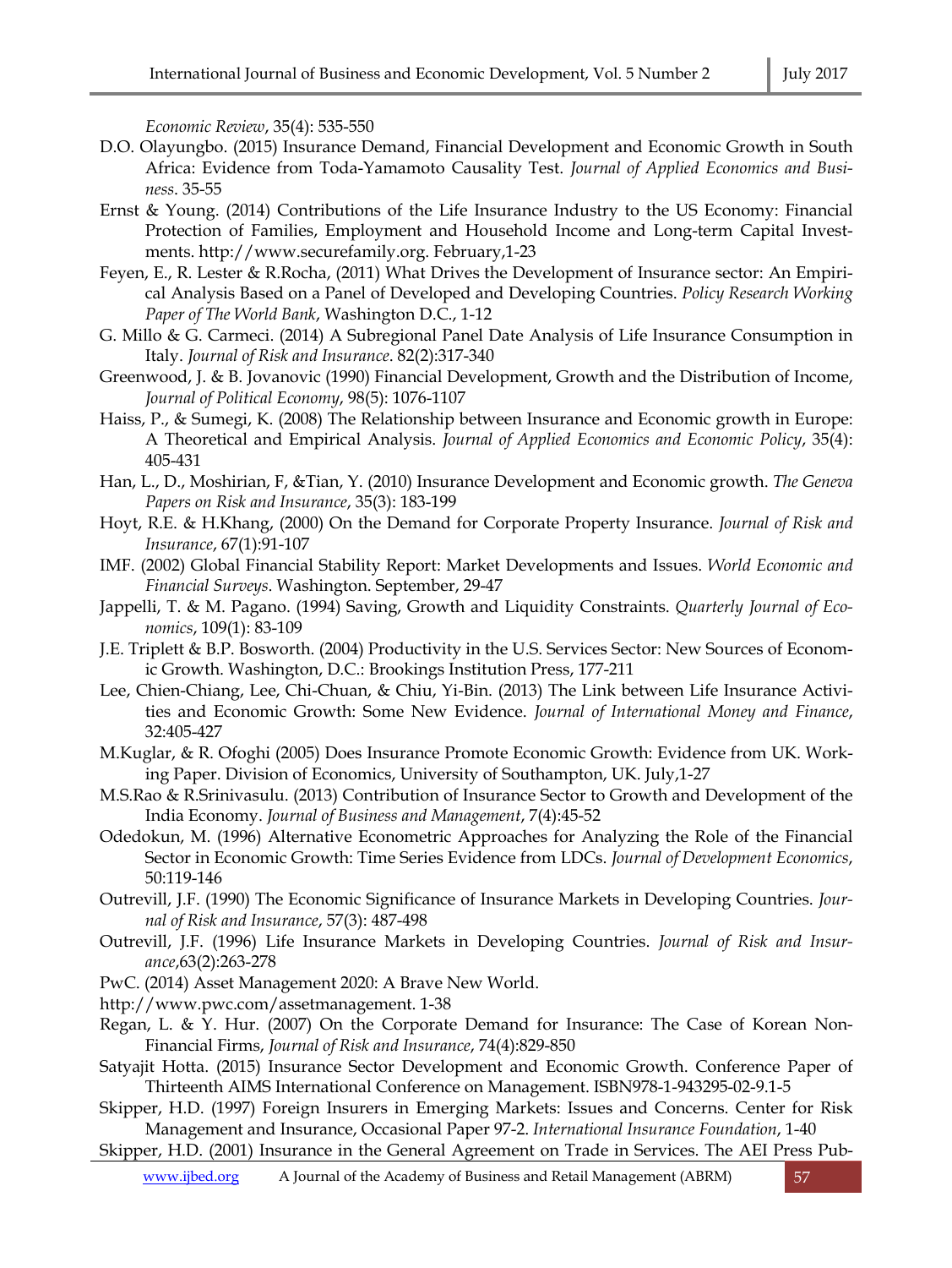*Economic Review*, 35(4): 535-550

D.O. Olayungbo. (2015) Insurance Demand, Financial Development and Economic Growth in South Africa: Evidence from Toda-Yamamoto Causality Test. *Journal of Applied Economics and Business*. 35-55

Ernst & Young. (2014) Contributions of the Life Insurance Industry to the US Economy: Financial Protection of Families, Employment and Household Income and Long-term Capital Investments. http://www.securefamily.org. February,1-23

Feyen, E., R. Lester & R.Rocha, (2011) What Drives the Development of Insurance sector: An Empirical Analysis Based on a Panel of Developed and Developing Countries. *Policy Research Working Paper of The World Bank*, Washington D.C., 1-12

G. Millo & G. Carmeci. (2014) A Subregional Panel Date Analysis of Life Insurance Consumption in Italy. *Journal of Risk and Insurance*. 82(2):317-340

Greenwood, J. & B. Jovanovic (1990) Financial Development, Growth and the Distribution of Income, *Journal of Political Economy*, 98(5): 1076-1107

Haiss, P., & Sumegi, K. (2008) The Relationship between Insurance and Economic growth in Europe: A Theoretical and Empirical Analysis. *Journal of Applied Economics and Economic Policy*, 35(4): 405-431

Han, L., D., Moshirian, F, &Tian, Y. (2010) Insurance Development and Economic growth. *The Geneva Papers on Risk and Insurance*, 35(3): 183-199

Hoyt, R.E. & H.Khang, (2000) On the Demand for Corporate Property Insurance. *Journal of Risk and Insurance*, 67(1):91-107

IMF. (2002) Global Financial Stability Report: Market Developments and Issues. *World Economic and Financial Surveys*. Washington. September, 29-47

Jappelli, T. & M. Pagano. (1994) Saving, Growth and Liquidity Constraints. *Quarterly Journal of Economics*, 109(1): 83-109

J.E. Triplett & B.P. Bosworth. (2004) Productivity in the U.S. Services Sector: New Sources of Economic Growth. Washington, D.C.: Brookings Institution Press, 177-211

Lee, Chien-Chiang, Lee, Chi-Chuan, & Chiu, Yi-Bin. (2013) The Link between Life Insurance Activities and Economic Growth: Some New Evidence. *Journal of International Money and Finance*, 32:405-427

M.Kuglar, & R. Ofoghi (2005) Does Insurance Promote Economic Growth: Evidence from UK. Working Paper. Division of Economics, University of Southampton, UK. July,1-27

M.S.Rao & R.Srinivasulu. (2013) Contribution of Insurance Sector to Growth and Development of the India Economy. *Journal of Business and Management*, 7(4):45-52

Odedokun, M. (1996) Alternative Econometric Approaches for Analyzing the Role of the Financial Sector in Economic Growth: Time Series Evidence from LDCs. *Journal of Development Economics*, 50:119-146

Outreville, J.F. (1990) The Economic Significance of Insurance Markets in Developing Countries. *Journal of Risk and Insurance*, 57(3): 487-498

Outreville, J.F. (1996) Life Insurance Markets in Developing Countries. *Journal of Risk and Insurance*,63(2):263-278

PwC. (2014) Asset Management 2020: A Brave New World.

http://www.pwc.com/assetmanagement. 1-38

Regan, L. & Y. Hur. (2007) On the Corporate Demand for Insurance: The Case of Korean Non-Financial Firms, *Journal of Risk and Insurance*, 74(4):829-850

Satyajit Hotta. (2015) Insurance Sector Development and Economic Growth. Conference Paper of Thirteenth AIMS International Conference on Management. ISBN978-1-943295-02-9.1-5

Skipper, H.D. (1997) Foreign Insurers in Emerging Markets: Issues and Concerns. Center for Risk Management and Insurance, Occasional Paper 97-2. *International Insurance Foundation*, 1-40

Skipper, H.D. (2001) Insurance in the General Agreement on Trade in Services. The AEI Press Pub-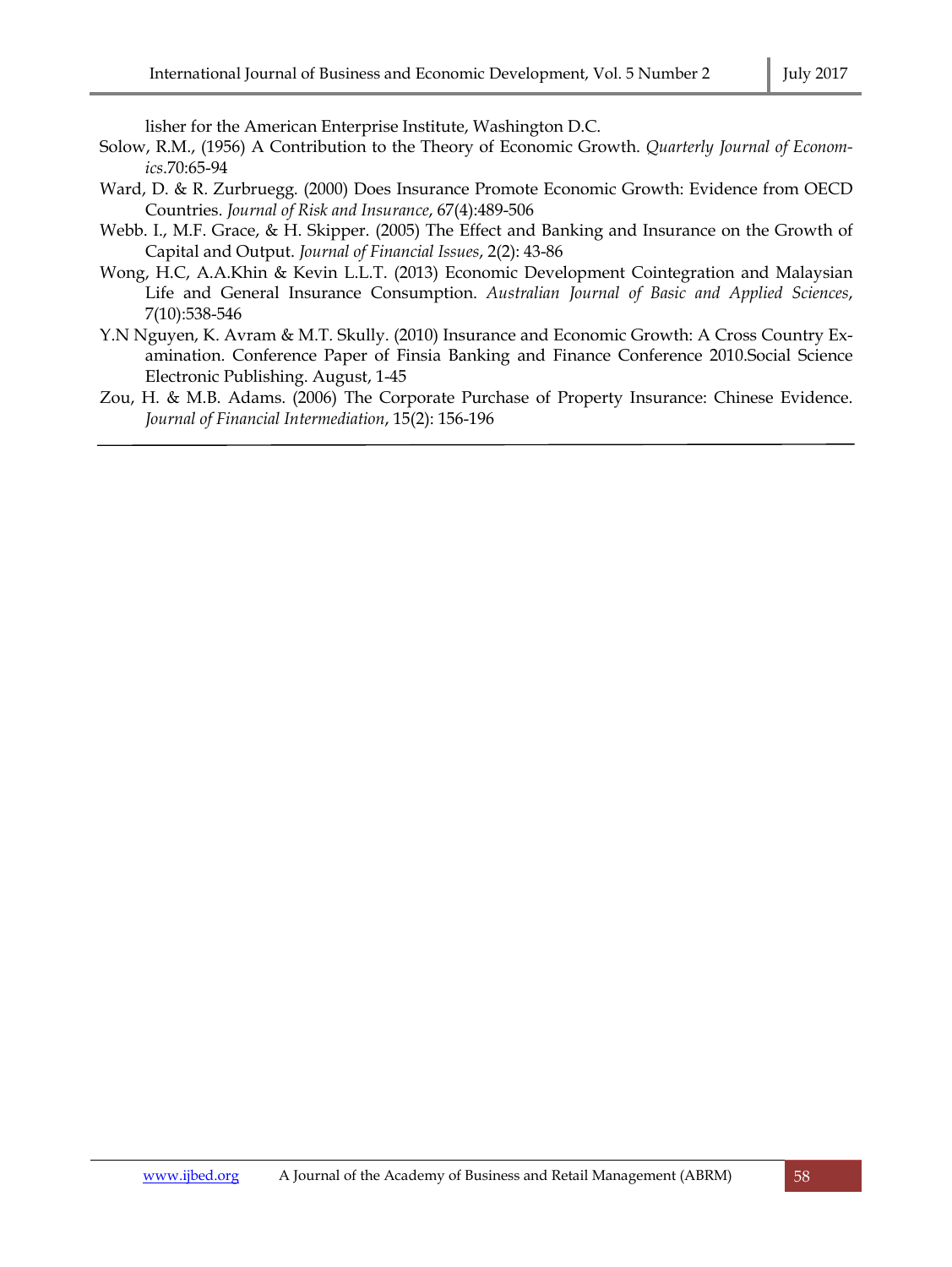lisher for the American Enterprise Institute, Washington D.C.

Solow, R.M., (1956) A Contribution to the Theory of Economic Growth. *Quarterly Journal of Economics*.70:65-94

Ward, D. & R. Zurbruegg. (2000) Does Insurance Promote Economic Growth: Evidence from OECD Countries. *Journal of Risk and Insurance*, 67(4):489-506

Webb. I., M.F. Grace, & H. Skipper. (2005) The Effect and Banking and Insurance on the Growth of Capital and Output. *Journal of Financial Issues*, 2(2): 43-86

Wong, H.C, A.A.Khin & Kevin L.L.T. (2013) Economic Development Cointegration and Malaysian Life and General Insurance Consumption. *Australian Journal of Basic and Applied Sciences*, 7(10):538-546

Y.N Nguyen, K. Avram & M.T. Skully. (2010) Insurance and Economic Growth: A Cross Country Examination. Conference Paper of Finsia Banking and Finance Conference 2010.Social Science Electronic Publishing. August, 1-45

Zou, H. & M.B. Adams. (2006) The Corporate Purchase of Property Insurance: Chinese Evidence. *Journal of Financial Intermediation*, 15(2): 156-196